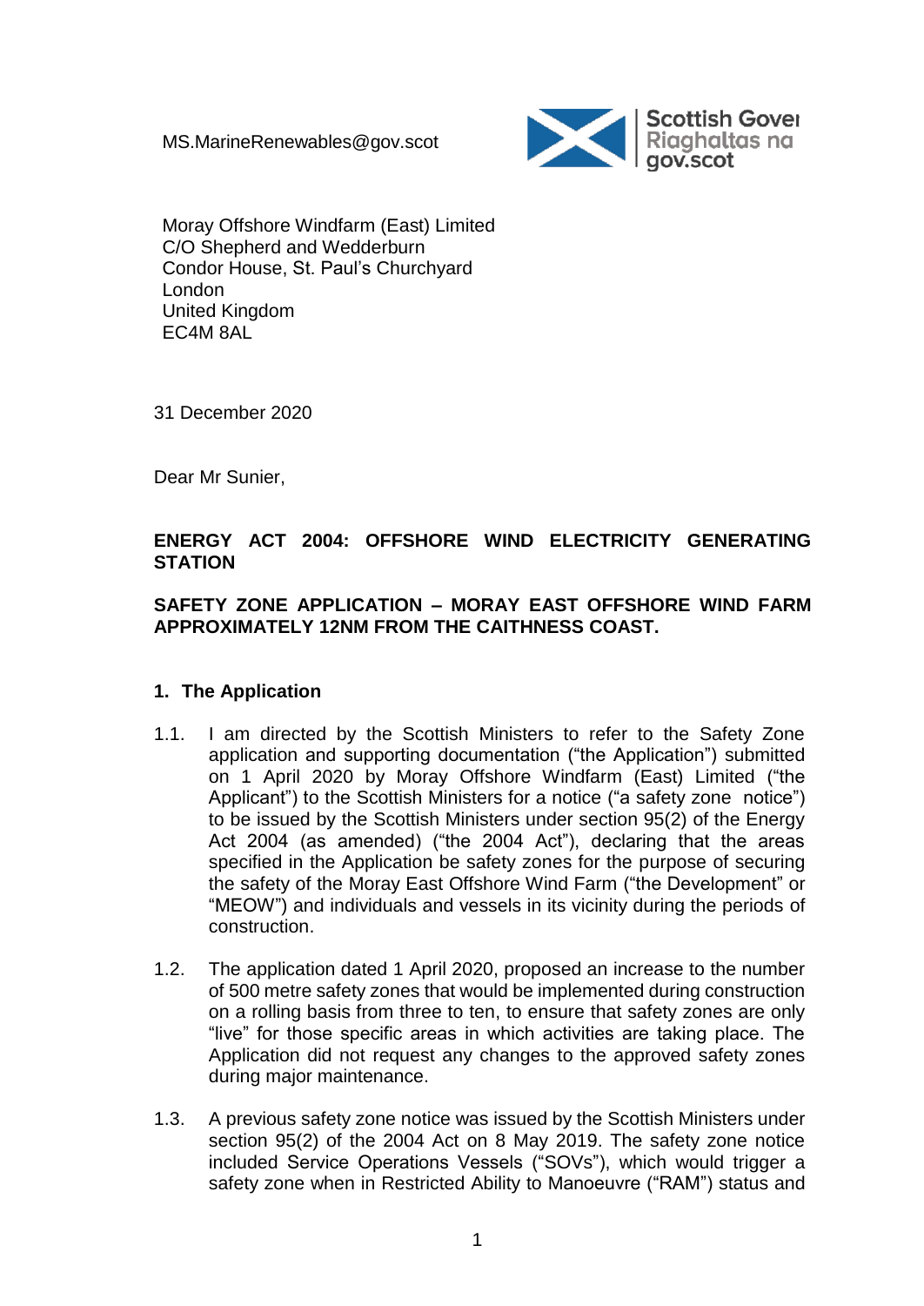MS.MarineRenewables@gov.scot

Moray Offshore Windfarm (East) Limited
C/O Shepherd and Wedderburn
Condor House, St. Paul's Churchyard
London
United Kingdom
EC4M 8AL

31 December 2020

Dear Mr Sunier,

**ENERGY ACT 2004: OFFSHORE WIND ELECTRICITY GENERATING STATION**

**SAFETY ZONE APPLICATION – MORAY EAST OFFSHORE WIND FARM APPROXIMATELY 12NM FROM THE CAITHNESS COAST.**

## 1. The Application

1.1. I am directed by the Scottish Ministers to refer to the Safety Zone application and supporting documentation ("the Application") submitted on 1 April 2020 by Moray Offshore Windfarm (East) Limited ("the Applicant") to the Scottish Ministers for a notice ("a safety zone notice") to be issued by the Scottish Ministers under section 95(2) of the Energy Act 2004 (as amended) ("the 2004 Act"), declaring that the areas specified in the Application be safety zones for the purpose of securing the safety of the Moray East Offshore Wind Farm ("the Development" or "MEOW") and individuals and vessels in its vicinity during the periods of construction.

1.2. The application dated 1 April 2020, proposed an increase to the number of 500 metre safety zones that would be implemented during construction on a rolling basis from three to ten, to ensure that safety zones are only "live" for those specific areas in which activities are taking place. The Application did not request any changes to the approved safety zones during major maintenance.

1.3. A previous safety zone notice was issued by the Scottish Ministers under section 95(2) of the 2004 Act on 8 May 2019. The safety zone notice included Service Operations Vessels ("SOVs"), which would trigger a safety zone when in Restricted Ability to Manoeuvre ("RAM") status and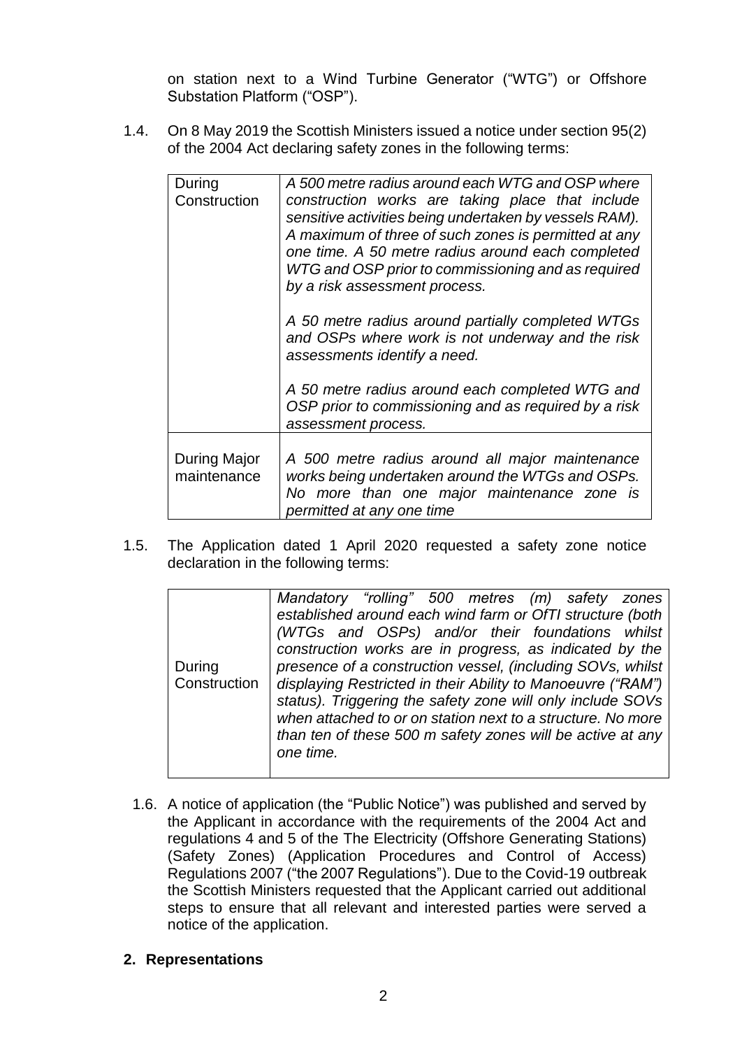on station next to a Wind Turbine Generator ("WTG") or Offshore Substation Platform ("OSP").

1.4. On 8 May 2019 the Scottish Ministers issued a notice under section 95(2) of the 2004 Act declaring safety zones in the following terms:

| | |
|---|---|
| During Construction | *A 500 metre radius around each WTG and OSP where construction works are taking place that include sensitive activities being undertaken by vessels RAM). A maximum of three of such zones is permitted at any one time. A 50 metre radius around each completed WTG and OSP prior to commissioning and as required by a risk assessment process.*<br><br>*A 50 metre radius around partially completed WTGs and OSPs where work is not underway and the risk assessments identify a need.*<br><br>*A 50 metre radius around each completed WTG and OSP prior to commissioning and as required by a risk assessment process.* |
| During Major maintenance | *A 500 metre radius around all major maintenance works being undertaken around the WTGs and OSPs. No more than one major maintenance zone is permitted at any one time* |

1.5. The Application dated 1 April 2020 requested a safety zone notice declaration in the following terms:

| | |
|---|---|
| During Construction | *Mandatory "rolling" 500 metres (m) safety zones established around each wind farm or OfTI structure (both (WTGs and OSPs) and/or their foundations whilst construction works are in progress, as indicated by the presence of a construction vessel, (including SOVs, whilst displaying Restricted in their Ability to Manoeuvre ("RAM") status). Triggering the safety zone will only include SOVs when attached to or on station next to a structure. No more than ten of these 500 m safety zones will be active at any one time.* |

1.6. A notice of application (the "Public Notice") was published and served by the Applicant in accordance with the requirements of the 2004 Act and regulations 4 and 5 of the The Electricity (Offshore Generating Stations) (Safety Zones) (Application Procedures and Control of Access) Regulations 2007 ("the 2007 Regulations"). Due to the Covid-19 outbreak the Scottish Ministers requested that the Applicant carried out additional steps to ensure that all relevant and interested parties were served a notice of the application.

## 2. Representations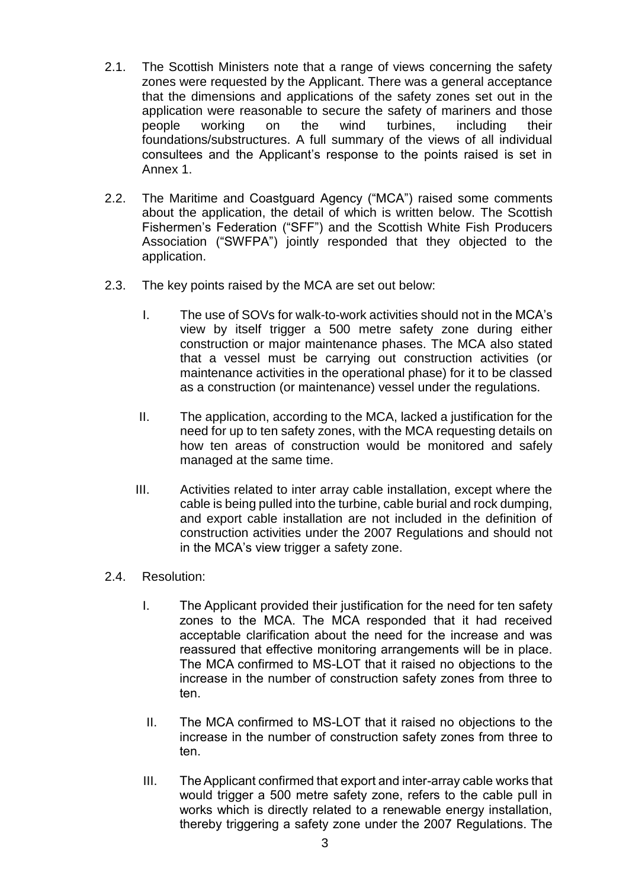2.1. The Scottish Ministers note that a range of views concerning the safety zones were requested by the Applicant. There was a general acceptance that the dimensions and applications of the safety zones set out in the application were reasonable to secure the safety of mariners and those people working on the wind turbines, including their foundations/substructures. A full summary of the views of all individual consultees and the Applicant's response to the points raised is set in Annex 1.

2.2. The Maritime and Coastguard Agency ("MCA") raised some comments about the application, the detail of which is written below. The Scottish Fishermen's Federation ("SFF") and the Scottish White Fish Producers Association ("SWFPA") jointly responded that they objected to the application.

2.3. The key points raised by the MCA are set out below:

I. The use of SOVs for walk-to-work activities should not in the MCA's view by itself trigger a 500 metre safety zone during either construction or major maintenance phases. The MCA also stated that a vessel must be carrying out construction activities (or maintenance activities in the operational phase) for it to be classed as a construction (or maintenance) vessel under the regulations.

II. The application, according to the MCA, lacked a justification for the need for up to ten safety zones, with the MCA requesting details on how ten areas of construction would be monitored and safely managed at the same time.

III. Activities related to inter array cable installation, except where the cable is being pulled into the turbine, cable burial and rock dumping, and export cable installation are not included in the definition of construction activities under the 2007 Regulations and should not in the MCA's view trigger a safety zone.

2.4. Resolution:

I. The Applicant provided their justification for the need for ten safety zones to the MCA. The MCA responded that it had received acceptable clarification about the need for the increase and was reassured that effective monitoring arrangements will be in place. The MCA confirmed to MS-LOT that it raised no objections to the increase in the number of construction safety zones from three to ten.

II. The MCA confirmed to MS-LOT that it raised no objections to the increase in the number of construction safety zones from three to ten.

III. The Applicant confirmed that export and inter-array cable works that would trigger a 500 metre safety zone, refers to the cable pull in works which is directly related to a renewable energy installation, thereby triggering a safety zone under the 2007 Regulations. The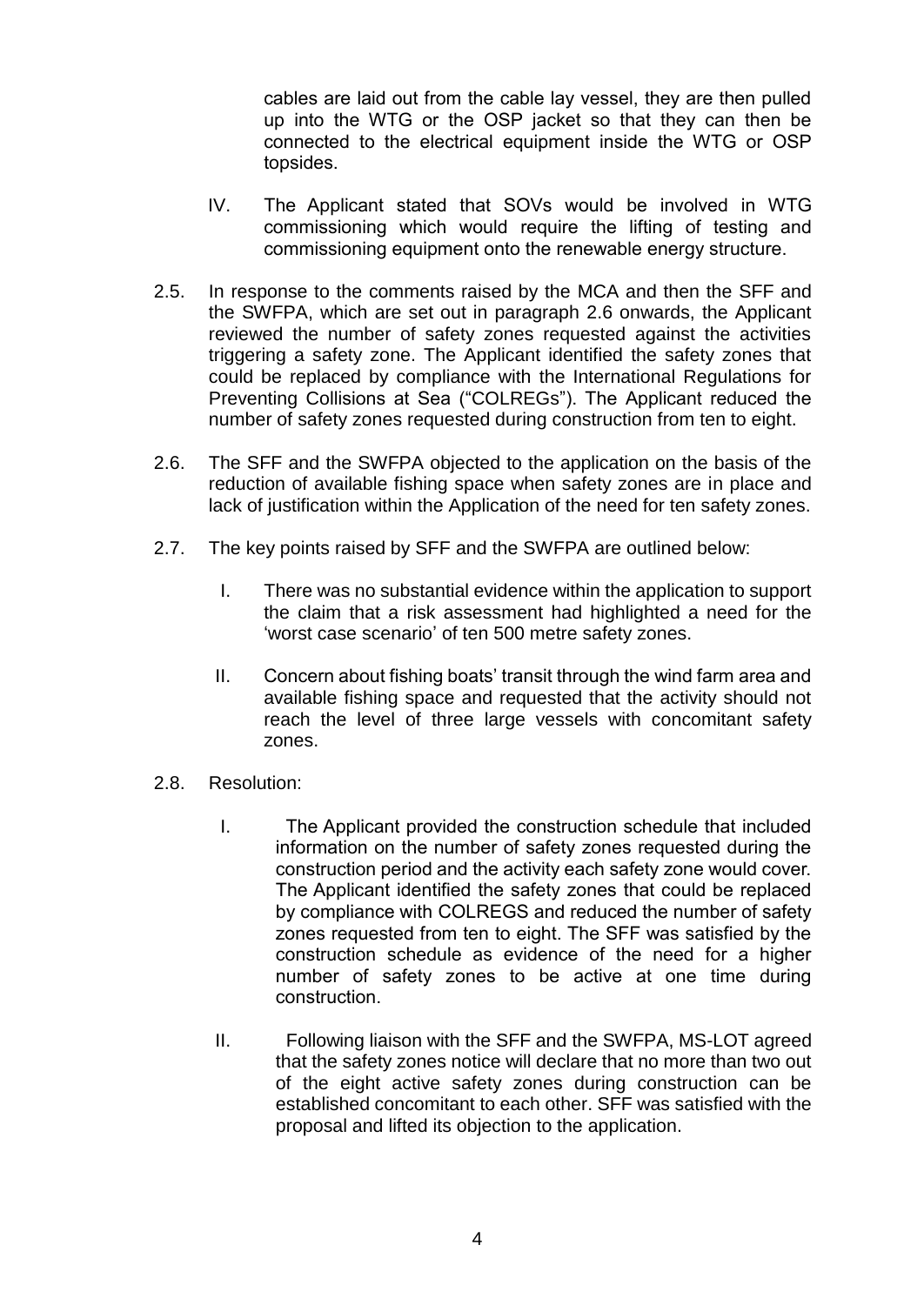cables are laid out from the cable lay vessel, they are then pulled up into the WTG or the OSP jacket so that they can then be connected to the electrical equipment inside the WTG or OSP topsides.

IV. The Applicant stated that SOVs would be involved in WTG commissioning which would require the lifting of testing and commissioning equipment onto the renewable energy structure.

2.5. In response to the comments raised by the MCA and then the SFF and the SWFPA, which are set out in paragraph 2.6 onwards, the Applicant reviewed the number of safety zones requested against the activities triggering a safety zone. The Applicant identified the safety zones that could be replaced by compliance with the International Regulations for Preventing Collisions at Sea ("COLREGs"). The Applicant reduced the number of safety zones requested during construction from ten to eight.

2.6. The SFF and the SWFPA objected to the application on the basis of the reduction of available fishing space when safety zones are in place and lack of justification within the Application of the need for ten safety zones.

2.7. The key points raised by SFF and the SWFPA are outlined below:

I. There was no substantial evidence within the application to support the claim that a risk assessment had highlighted a need for the 'worst case scenario' of ten 500 metre safety zones.

II. Concern about fishing boats' transit through the wind farm area and available fishing space and requested that the activity should not reach the level of three large vessels with concomitant safety zones.

2.8. Resolution:

I. The Applicant provided the construction schedule that included information on the number of safety zones requested during the construction period and the activity each safety zone would cover. The Applicant identified the safety zones that could be replaced by compliance with COLREGS and reduced the number of safety zones requested from ten to eight. The SFF was satisfied by the construction schedule as evidence of the need for a higher number of safety zones to be active at one time during construction.

II. Following liaison with the SFF and the SWFPA, MS-LOT agreed that the safety zones notice will declare that no more than two out of the eight active safety zones during construction can be established concomitant to each other. SFF was satisfied with the proposal and lifted its objection to the application.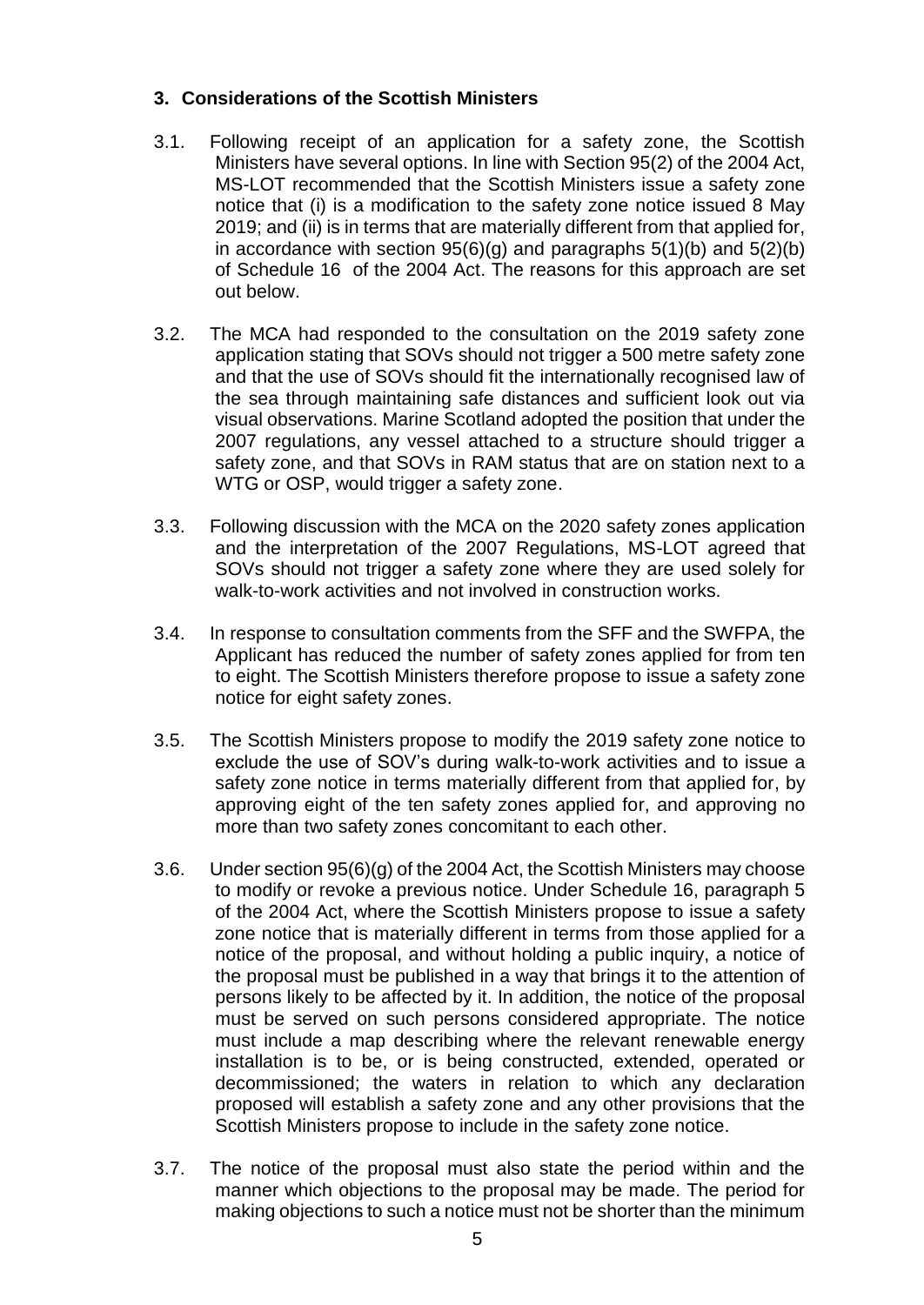### 3. Considerations of the Scottish Ministers

3.1. Following receipt of an application for a safety zone, the Scottish Ministers have several options. In line with Section 95(2) of the 2004 Act, MS-LOT recommended that the Scottish Ministers issue a safety zone notice that (i) is a modification to the safety zone notice issued 8 May 2019; and (ii) is in terms that are materially different from that applied for, in accordance with section 95(6)(g) and paragraphs 5(1)(b) and 5(2)(b) of Schedule 16 of the 2004 Act. The reasons for this approach are set out below.

3.2. The MCA had responded to the consultation on the 2019 safety zone application stating that SOVs should not trigger a 500 metre safety zone and that the use of SOVs should fit the internationally recognised law of the sea through maintaining safe distances and sufficient look out via visual observations. Marine Scotland adopted the position that under the 2007 regulations, any vessel attached to a structure should trigger a safety zone, and that SOVs in RAM status that are on station next to a WTG or OSP, would trigger a safety zone.

3.3. Following discussion with the MCA on the 2020 safety zones application and the interpretation of the 2007 Regulations, MS-LOT agreed that SOVs should not trigger a safety zone where they are used solely for walk-to-work activities and not involved in construction works.

3.4. In response to consultation comments from the SFF and the SWFPA, the Applicant has reduced the number of safety zones applied for from ten to eight. The Scottish Ministers therefore propose to issue a safety zone notice for eight safety zones.

3.5. The Scottish Ministers propose to modify the 2019 safety zone notice to exclude the use of SOV's during walk-to-work activities and to issue a safety zone notice in terms materially different from that applied for, by approving eight of the ten safety zones applied for, and approving no more than two safety zones concomitant to each other.

3.6. Under section 95(6)(g) of the 2004 Act, the Scottish Ministers may choose to modify or revoke a previous notice. Under Schedule 16, paragraph 5 of the 2004 Act, where the Scottish Ministers propose to issue a safety zone notice that is materially different in terms from those applied for a notice of the proposal, and without holding a public inquiry, a notice of the proposal must be published in a way that brings it to the attention of persons likely to be affected by it. In addition, the notice of the proposal must be served on such persons considered appropriate. The notice must include a map describing where the relevant renewable energy installation is to be, or is being constructed, extended, operated or decommissioned; the waters in relation to which any declaration proposed will establish a safety zone and any other provisions that the Scottish Ministers propose to include in the safety zone notice.

3.7. The notice of the proposal must also state the period within and the manner which objections to the proposal may be made. The period for making objections to such a notice must not be shorter than the minimum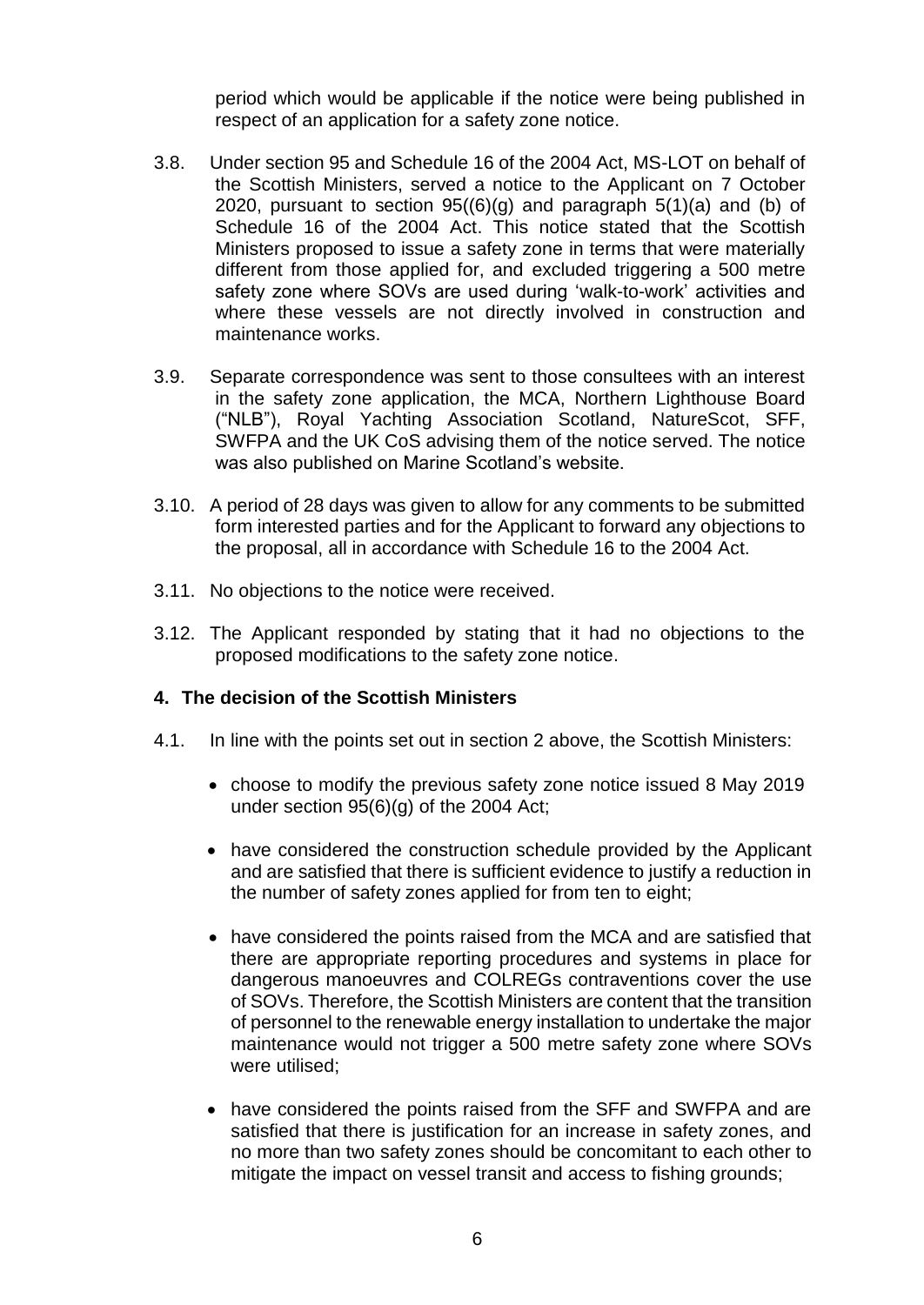period which would be applicable if the notice were being published in respect of an application for a safety zone notice.

3.8. Under section 95 and Schedule 16 of the 2004 Act, MS-LOT on behalf of the Scottish Ministers, served a notice to the Applicant on 7 October 2020, pursuant to section 95((6)(g) and paragraph 5(1)(a) and (b) of Schedule 16 of the 2004 Act. This notice stated that the Scottish Ministers proposed to issue a safety zone in terms that were materially different from those applied for, and excluded triggering a 500 metre safety zone where SOVs are used during 'walk-to-work' activities and where these vessels are not directly involved in construction and maintenance works.

3.9. Separate correspondence was sent to those consultees with an interest in the safety zone application, the MCA, Northern Lighthouse Board ("NLB"), Royal Yachting Association Scotland, NatureScot, SFF, SWFPA and the UK CoS advising them of the notice served. The notice was also published on Marine Scotland's website.

3.10. A period of 28 days was given to allow for any comments to be submitted form interested parties and for the Applicant to forward any objections to the proposal, all in accordance with Schedule 16 to the 2004 Act.

3.11. No objections to the notice were received.

3.12. The Applicant responded by stating that it had no objections to the proposed modifications to the safety zone notice.

## 4. The decision of the Scottish Ministers

4.1. In line with the points set out in section 2 above, the Scottish Ministers:

- choose to modify the previous safety zone notice issued 8 May 2019 under section 95(6)(g) of the 2004 Act;
- have considered the construction schedule provided by the Applicant and are satisfied that there is sufficient evidence to justify a reduction in the number of safety zones applied for from ten to eight;
- have considered the points raised from the MCA and are satisfied that there are appropriate reporting procedures and systems in place for dangerous manoeuvres and COLREGs contraventions cover the use of SOVs. Therefore, the Scottish Ministers are content that the transition of personnel to the renewable energy installation to undertake the major maintenance would not trigger a 500 metre safety zone where SOVs were utilised;
- have considered the points raised from the SFF and SWFPA and are satisfied that there is justification for an increase in safety zones, and no more than two safety zones should be concomitant to each other to mitigate the impact on vessel transit and access to fishing grounds;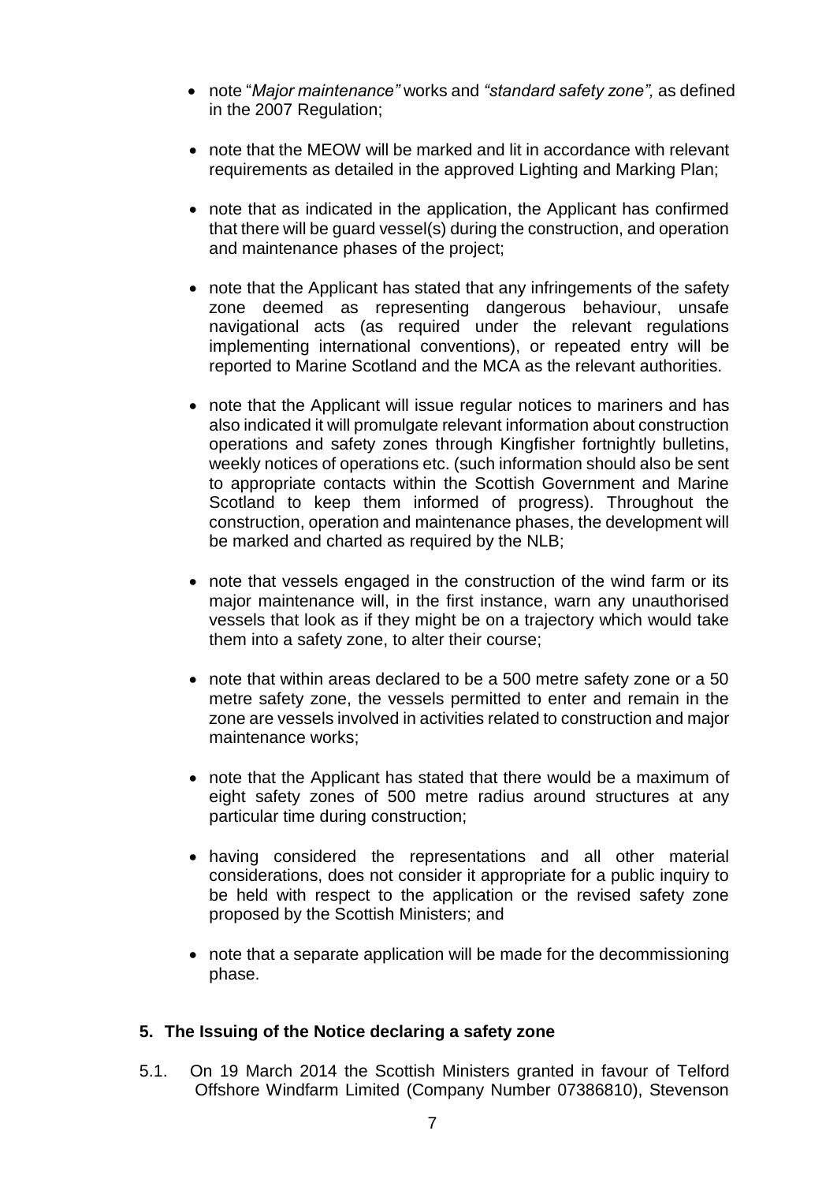- note "*Major maintenance"* works and *"standard safety zone",* as defined in the 2007 Regulation;

- note that the MEOW will be marked and lit in accordance with relevant requirements as detailed in the approved Lighting and Marking Plan;

- note that as indicated in the application, the Applicant has confirmed that there will be guard vessel(s) during the construction, and operation and maintenance phases of the project;

- note that the Applicant has stated that any infringements of the safety zone deemed as representing dangerous behaviour, unsafe navigational acts (as required under the relevant regulations implementing international conventions), or repeated entry will be reported to Marine Scotland and the MCA as the relevant authorities.

- note that the Applicant will issue regular notices to mariners and has also indicated it will promulgate relevant information about construction operations and safety zones through Kingfisher fortnightly bulletins, weekly notices of operations etc. (such information should also be sent to appropriate contacts within the Scottish Government and Marine Scotland to keep them informed of progress). Throughout the construction, operation and maintenance phases, the development will be marked and charted as required by the NLB;

- note that vessels engaged in the construction of the wind farm or its major maintenance will, in the first instance, warn any unauthorised vessels that look as if they might be on a trajectory which would take them into a safety zone, to alter their course;

- note that within areas declared to be a 500 metre safety zone or a 50 metre safety zone, the vessels permitted to enter and remain in the zone are vessels involved in activities related to construction and major maintenance works;

- note that the Applicant has stated that there would be a maximum of eight safety zones of 500 metre radius around structures at any particular time during construction;

- having considered the representations and all other material considerations, does not consider it appropriate for a public inquiry to be held with respect to the application or the revised safety zone proposed by the Scottish Ministers; and

- note that a separate application will be made for the decommissioning phase.

## 5. The Issuing of the Notice declaring a safety zone

5.1. On 19 March 2014 the Scottish Ministers granted in favour of Telford Offshore Windfarm Limited (Company Number 07386810), Stevenson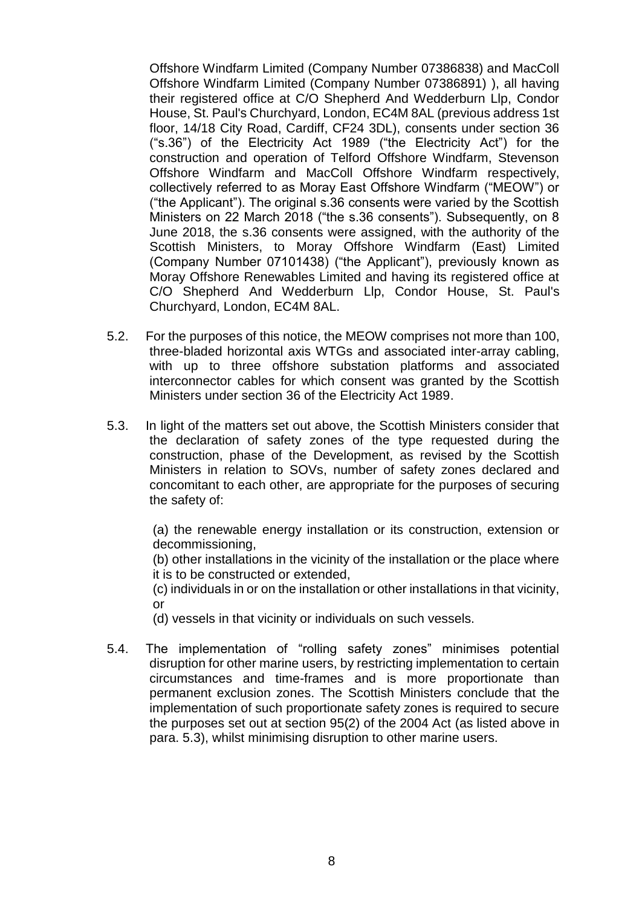Offshore Windfarm Limited (Company Number 07386838) and MacColl Offshore Windfarm Limited (Company Number 07386891) ), all having their registered office at C/O Shepherd And Wedderburn Llp, Condor House, St. Paul's Churchyard, London, EC4M 8AL (previous address 1st floor, 14/18 City Road, Cardiff, CF24 3DL), consents under section 36 ("s.36") of the Electricity Act 1989 ("the Electricity Act") for the construction and operation of Telford Offshore Windfarm, Stevenson Offshore Windfarm and MacColl Offshore Windfarm respectively, collectively referred to as Moray East Offshore Windfarm ("MEOW") or ("the Applicant"). The original s.36 consents were varied by the Scottish Ministers on 22 March 2018 ("the s.36 consents"). Subsequently, on 8 June 2018, the s.36 consents were assigned, with the authority of the Scottish Ministers, to Moray Offshore Windfarm (East) Limited (Company Number 07101438) ("the Applicant"), previously known as Moray Offshore Renewables Limited and having its registered office at C/O Shepherd And Wedderburn Llp, Condor House, St. Paul's Churchyard, London, EC4M 8AL.

5.2. For the purposes of this notice, the MEOW comprises not more than 100, three-bladed horizontal axis WTGs and associated inter-array cabling, with up to three offshore substation platforms and associated interconnector cables for which consent was granted by the Scottish Ministers under section 36 of the Electricity Act 1989.

5.3. In light of the matters set out above, the Scottish Ministers consider that the declaration of safety zones of the type requested during the construction, phase of the Development, as revised by the Scottish Ministers in relation to SOVs, number of safety zones declared and concomitant to each other, are appropriate for the purposes of securing the safety of:

(a) the renewable energy installation or its construction, extension or decommissioning,
(b) other installations in the vicinity of the installation or the place where it is to be constructed or extended,
(c) individuals in or on the installation or other installations in that vicinity, or
(d) vessels in that vicinity or individuals on such vessels.

5.4. The implementation of "rolling safety zones" minimises potential disruption for other marine users, by restricting implementation to certain circumstances and time-frames and is more proportionate than permanent exclusion zones. The Scottish Ministers conclude that the implementation of such proportionate safety zones is required to secure the purposes set out at section 95(2) of the 2004 Act (as listed above in para. 5.3), whilst minimising disruption to other marine users.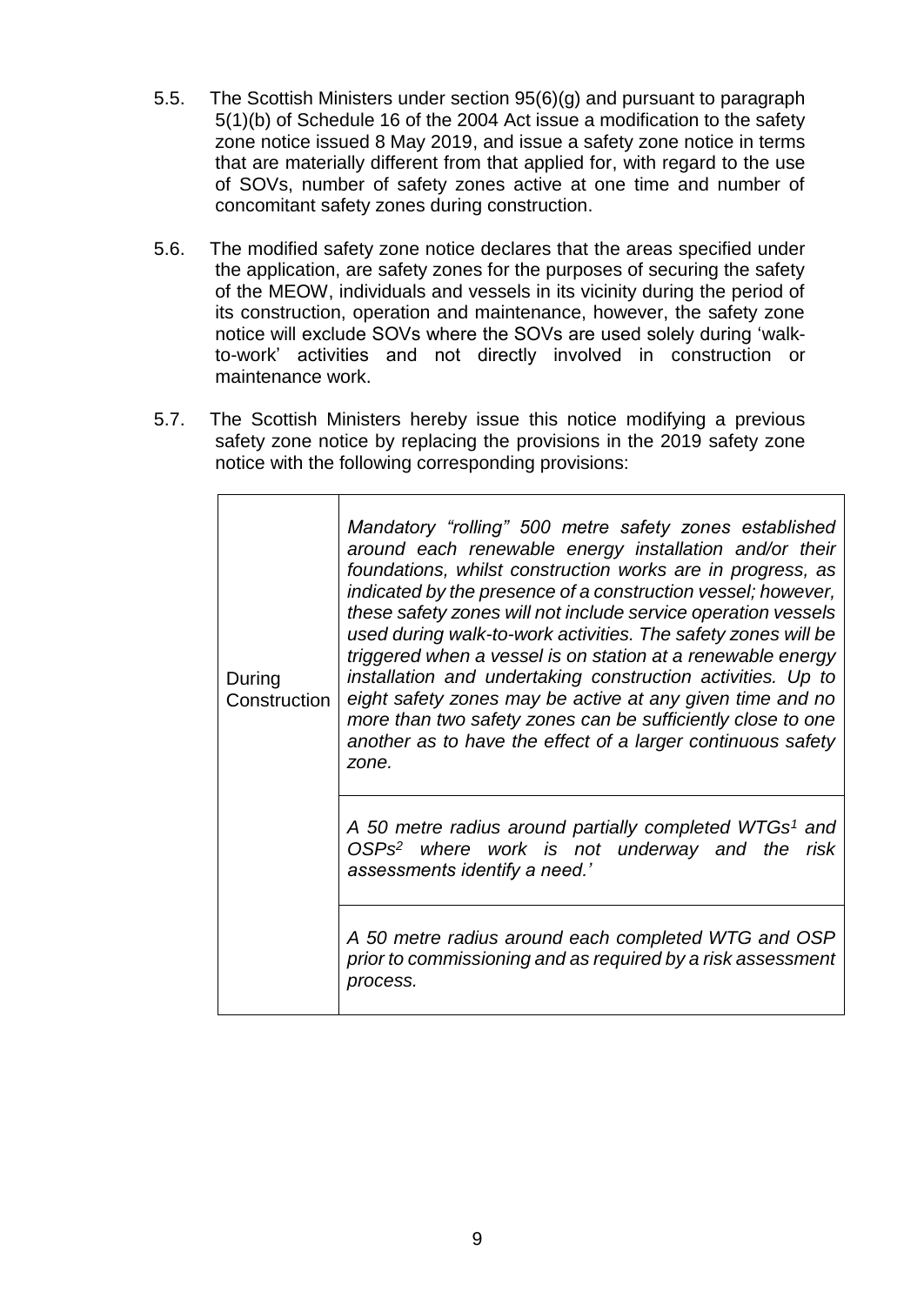5.5. The Scottish Ministers under section 95(6)(g) and pursuant to paragraph 5(1)(b) of Schedule 16 of the 2004 Act issue a modification to the safety zone notice issued 8 May 2019, and issue a safety zone notice in terms that are materially different from that applied for, with regard to the use of SOVs, number of safety zones active at one time and number of concomitant safety zones during construction.

5.6. The modified safety zone notice declares that the areas specified under the application, are safety zones for the purposes of securing the safety of the MEOW, individuals and vessels in its vicinity during the period of its construction, operation and maintenance, however, the safety zone notice will exclude SOVs where the SOVs are used solely during 'walk-to-work' activities and not directly involved in construction or maintenance work.

5.7. The Scottish Ministers hereby issue this notice modifying a previous safety zone notice by replacing the provisions in the 2019 safety zone notice with the following corresponding provisions:

| | |
|---|---|
| During Construction | *Mandatory "rolling" 500 metre safety zones established around each renewable energy installation and/or their foundations, whilst construction works are in progress, as indicated by the presence of a construction vessel; however, these safety zones will not include service operation vessels used during walk-to-work activities. The safety zones will be triggered when a vessel is on station at a renewable energy installation and undertaking construction activities. Up to eight safety zones may be active at any given time and no more than two safety zones can be sufficiently close to one another as to have the effect of a larger continuous safety zone.* |
| | *A 50 metre radius around partially completed WTGs[1] and OSPs[2] where work is not underway and the risk assessments identify a need.'* |
| | *A 50 metre radius around each completed WTG and OSP prior to commissioning and as required by a risk assessment process.* |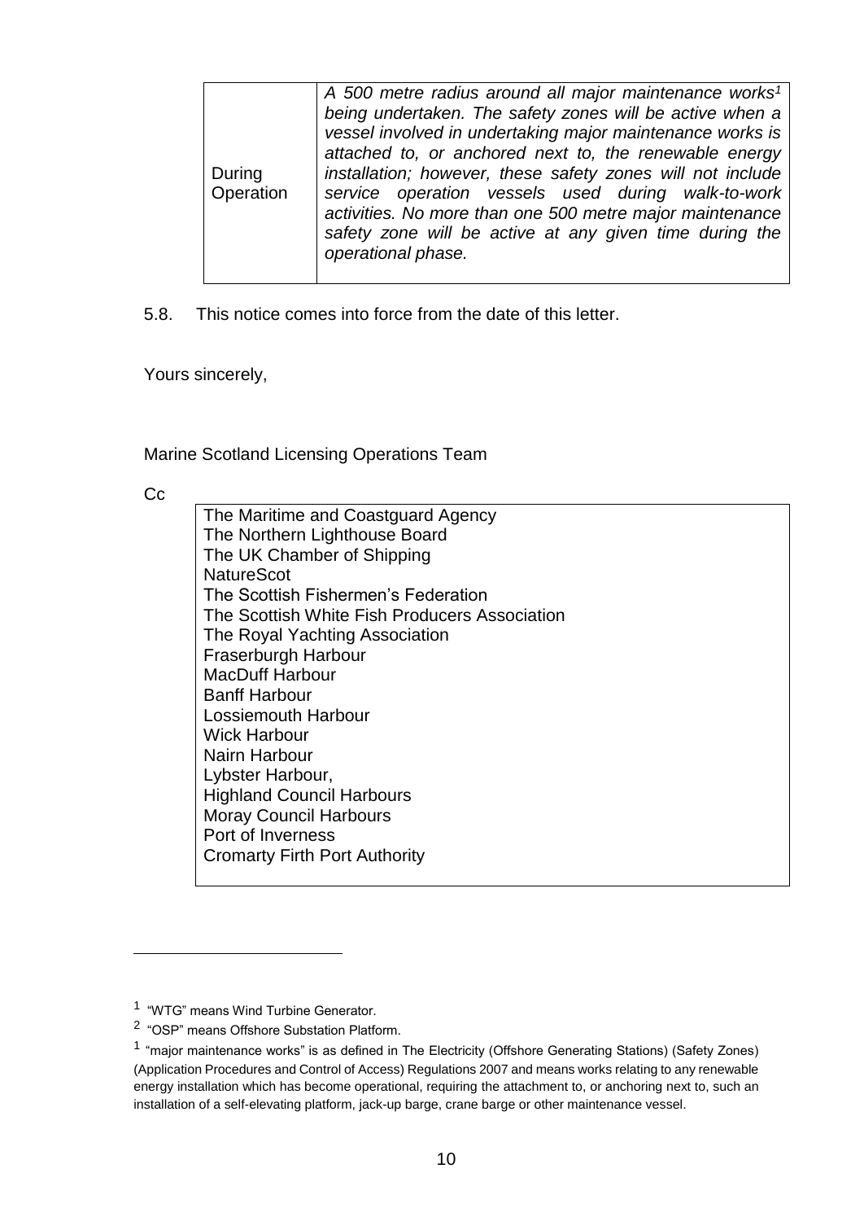| During Operation | *A 500 metre radius around all major maintenance works[1] being undertaken. The safety zones will be active when a vessel involved in undertaking major maintenance works is attached to, or anchored next to, the renewable energy installation; however, these safety zones will not include service operation vessels used during walk-to-work activities. No more than one 500 metre major maintenance safety zone will be active at any given time during the operational phase.* |
|---|---|

5.8. This notice comes into force from the date of this letter.

Yours sincerely,

Marine Scotland Licensing Operations Team

Cc

| The Maritime and Coastguard Agency<br>The Northern Lighthouse Board<br>The UK Chamber of Shipping<br>NatureScot<br>The Scottish Fishermen's Federation<br>The Scottish White Fish Producers Association<br>The Royal Yachting Association<br>Fraserburgh Harbour<br>MacDuff Harbour<br>Banff Harbour<br>Lossiemouth Harbour<br>Wick Harbour<br>Nairn Harbour<br>Lybster Harbour,<br>Highland Council Harbours<br>Moray Council Harbours<br>Port of Inverness<br>Cromarty Firth Port Authority |
|---|

---

[1] "WTG" means Wind Turbine Generator.

[2] "OSP" means Offshore Substation Platform.

[1] "major maintenance works" is as defined in The Electricity (Offshore Generating Stations) (Safety Zones) (Application Procedures and Control of Access) Regulations 2007 and means works relating to any renewable energy installation which has become operational, requiring the attachment to, or anchoring next to, such an installation of a self-elevating platform, jack-up barge, crane barge or other maintenance vessel.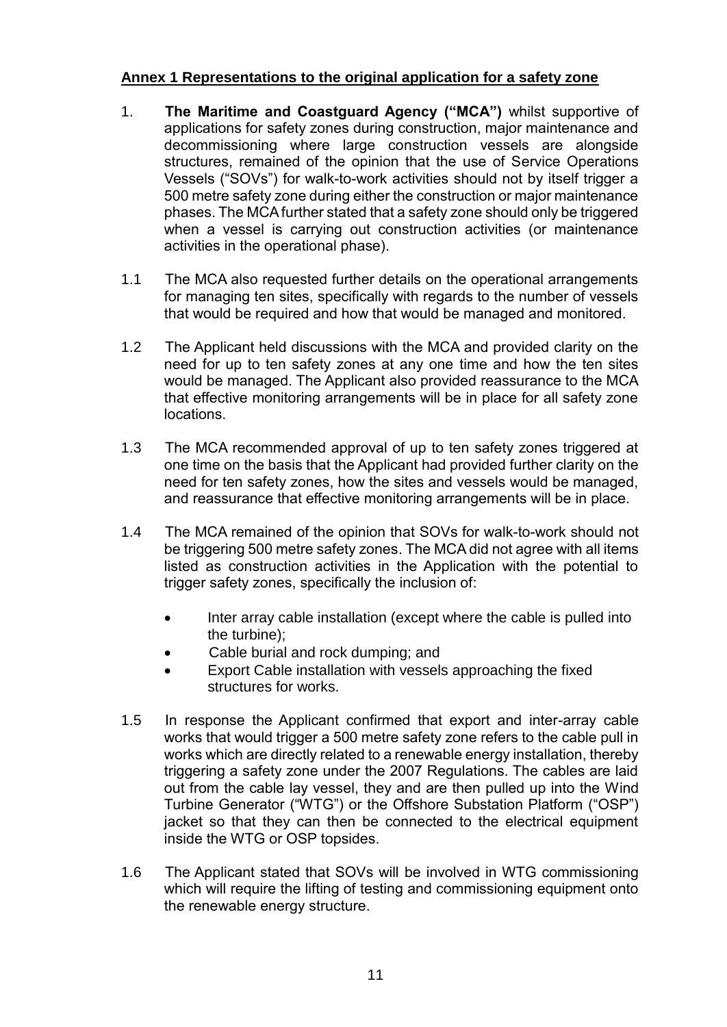**Annex 1 Representations to the original application for a safety zone**

1. **The Maritime and Coastguard Agency ("MCA")** whilst supportive of applications for safety zones during construction, major maintenance and decommissioning where large construction vessels are alongside structures, remained of the opinion that the use of Service Operations Vessels ("SOVs") for walk-to-work activities should not by itself trigger a 500 metre safety zone during either the construction or major maintenance phases. The MCA further stated that a safety zone should only be triggered when a vessel is carrying out construction activities (or maintenance activities in the operational phase).

1.1 The MCA also requested further details on the operational arrangements for managing ten sites, specifically with regards to the number of vessels that would be required and how that would be managed and monitored.

1.2 The Applicant held discussions with the MCA and provided clarity on the need for up to ten safety zones at any one time and how the ten sites would be managed. The Applicant also provided reassurance to the MCA that effective monitoring arrangements will be in place for all safety zone locations.

1.3 The MCA recommended approval of up to ten safety zones triggered at one time on the basis that the Applicant had provided further clarity on the need for ten safety zones, how the sites and vessels would be managed, and reassurance that effective monitoring arrangements will be in place.

1.4 The MCA remained of the opinion that SOVs for walk-to-work should not be triggering 500 metre safety zones. The MCA did not agree with all items listed as construction activities in the Application with the potential to trigger safety zones, specifically the inclusion of:

- Inter array cable installation (except where the cable is pulled into the turbine);
- Cable burial and rock dumping; and
- Export Cable installation with vessels approaching the fixed structures for works.

1.5 In response the Applicant confirmed that export and inter-array cable works that would trigger a 500 metre safety zone refers to the cable pull in works which are directly related to a renewable energy installation, thereby triggering a safety zone under the 2007 Regulations. The cables are laid out from the cable lay vessel, they and are then pulled up into the Wind Turbine Generator ("WTG") or the Offshore Substation Platform ("OSP") jacket so that they can then be connected to the electrical equipment inside the WTG or OSP topsides.

1.6 The Applicant stated that SOVs will be involved in WTG commissioning which will require the lifting of testing and commissioning equipment onto the renewable energy structure.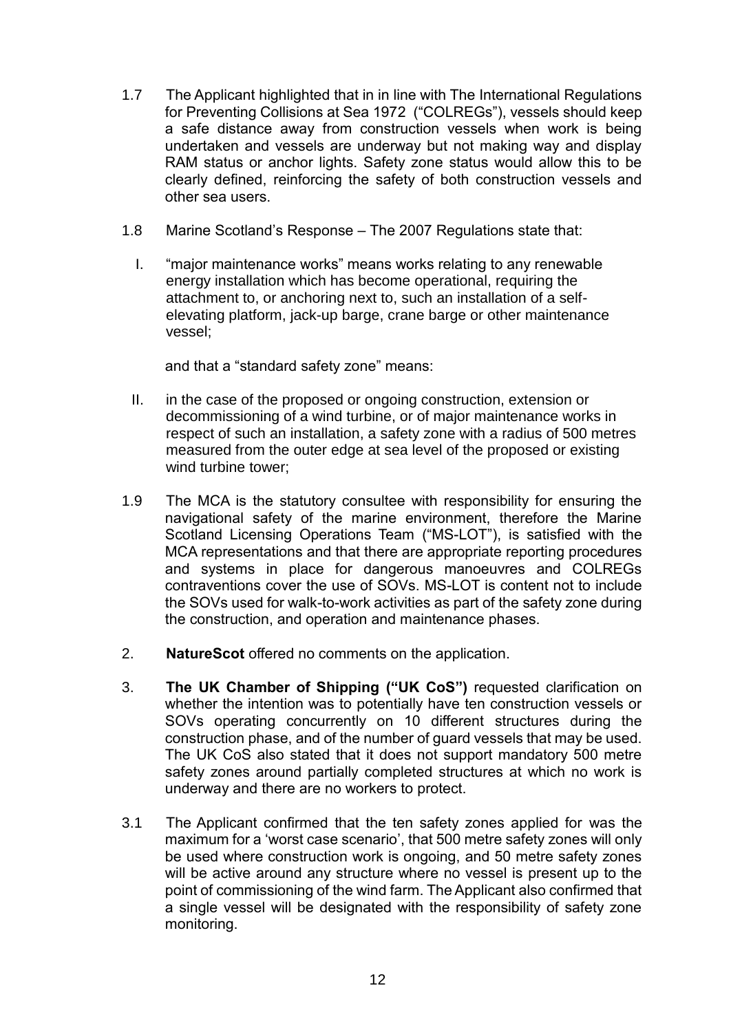1.7 The Applicant highlighted that in in line with The International Regulations for Preventing Collisions at Sea 1972 ("COLREGs"), vessels should keep a safe distance away from construction vessels when work is being undertaken and vessels are underway but not making way and display RAM status or anchor lights. Safety zone status would allow this to be clearly defined, reinforcing the safety of both construction vessels and other sea users.

1.8 Marine Scotland's Response – The 2007 Regulations state that:

I. "major maintenance works" means works relating to any renewable energy installation which has become operational, requiring the attachment to, or anchoring next to, such an installation of a self-elevating platform, jack-up barge, crane barge or other maintenance vessel;

and that a "standard safety zone" means:

II. in the case of the proposed or ongoing construction, extension or decommissioning of a wind turbine, or of major maintenance works in respect of such an installation, a safety zone with a radius of 500 metres measured from the outer edge at sea level of the proposed or existing wind turbine tower;

1.9 The MCA is the statutory consultee with responsibility for ensuring the navigational safety of the marine environment, therefore the Marine Scotland Licensing Operations Team ("MS-LOT"), is satisfied with the MCA representations and that there are appropriate reporting procedures and systems in place for dangerous manoeuvres and COLREGs contraventions cover the use of SOVs. MS-LOT is content not to include the SOVs used for walk-to-work activities as part of the safety zone during the construction, and operation and maintenance phases.

2. **NatureScot** offered no comments on the application.

3. **The UK Chamber of Shipping ("UK CoS")** requested clarification on whether the intention was to potentially have ten construction vessels or SOVs operating concurrently on 10 different structures during the construction phase, and of the number of guard vessels that may be used. The UK CoS also stated that it does not support mandatory 500 metre safety zones around partially completed structures at which no work is underway and there are no workers to protect.

3.1 The Applicant confirmed that the ten safety zones applied for was the maximum for a 'worst case scenario', that 500 metre safety zones will only be used where construction work is ongoing, and 50 metre safety zones will be active around any structure where no vessel is present up to the point of commissioning of the wind farm. The Applicant also confirmed that a single vessel will be designated with the responsibility of safety zone monitoring.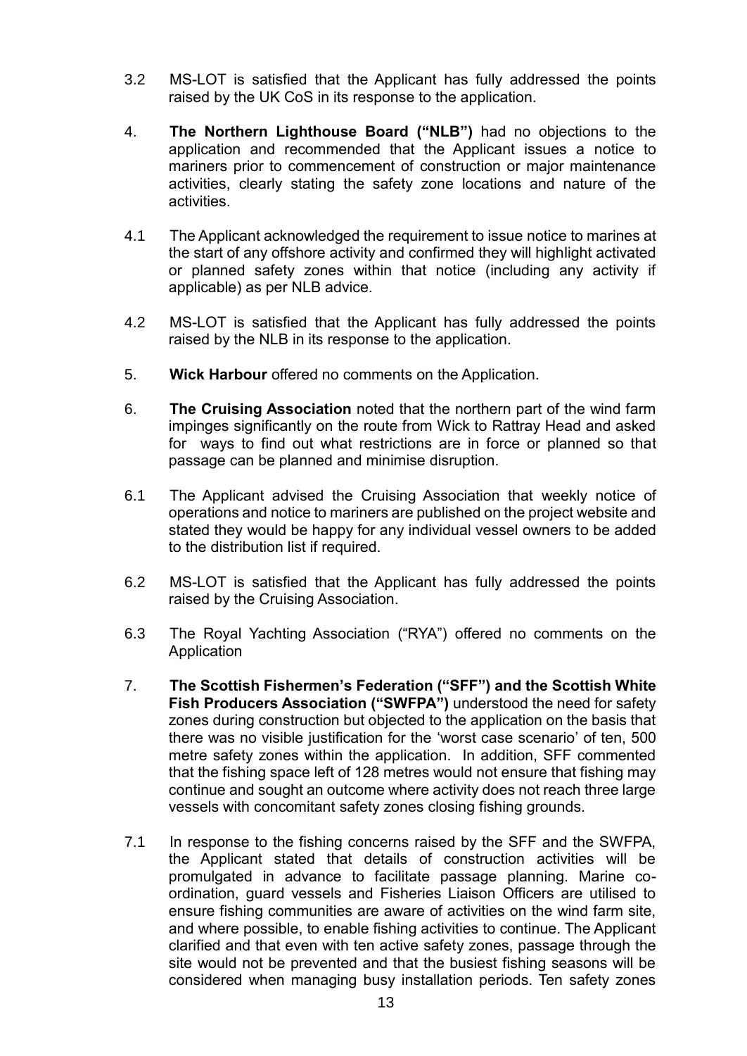3.2 MS-LOT is satisfied that the Applicant has fully addressed the points raised by the UK CoS in its response to the application.

4. **The Northern Lighthouse Board ("NLB")** had no objections to the application and recommended that the Applicant issues a notice to mariners prior to commencement of construction or major maintenance activities, clearly stating the safety zone locations and nature of the activities.

4.1 The Applicant acknowledged the requirement to issue notice to marines at the start of any offshore activity and confirmed they will highlight activated or planned safety zones within that notice (including any activity if applicable) as per NLB advice.

4.2 MS-LOT is satisfied that the Applicant has fully addressed the points raised by the NLB in its response to the application.

5. **Wick Harbour** offered no comments on the Application.

6. **The Cruising Association** noted that the northern part of the wind farm impinges significantly on the route from Wick to Rattray Head and asked for ways to find out what restrictions are in force or planned so that passage can be planned and minimise disruption.

6.1 The Applicant advised the Cruising Association that weekly notice of operations and notice to mariners are published on the project website and stated they would be happy for any individual vessel owners to be added to the distribution list if required.

6.2 MS-LOT is satisfied that the Applicant has fully addressed the points raised by the Cruising Association.

6.3 The Royal Yachting Association ("RYA") offered no comments on the Application

7. **The Scottish Fishermen's Federation ("SFF") and the Scottish White Fish Producers Association ("SWFPA")** understood the need for safety zones during construction but objected to the application on the basis that there was no visible justification for the 'worst case scenario' of ten, 500 metre safety zones within the application. In addition, SFF commented that the fishing space left of 128 metres would not ensure that fishing may continue and sought an outcome where activity does not reach three large vessels with concomitant safety zones closing fishing grounds.

7.1 In response to the fishing concerns raised by the SFF and the SWFPA, the Applicant stated that details of construction activities will be promulgated in advance to facilitate passage planning. Marine co-ordination, guard vessels and Fisheries Liaison Officers are utilised to ensure fishing communities are aware of activities on the wind farm site, and where possible, to enable fishing activities to continue. The Applicant clarified and that even with ten active safety zones, passage through the site would not be prevented and that the busiest fishing seasons will be considered when managing busy installation periods. Ten safety zones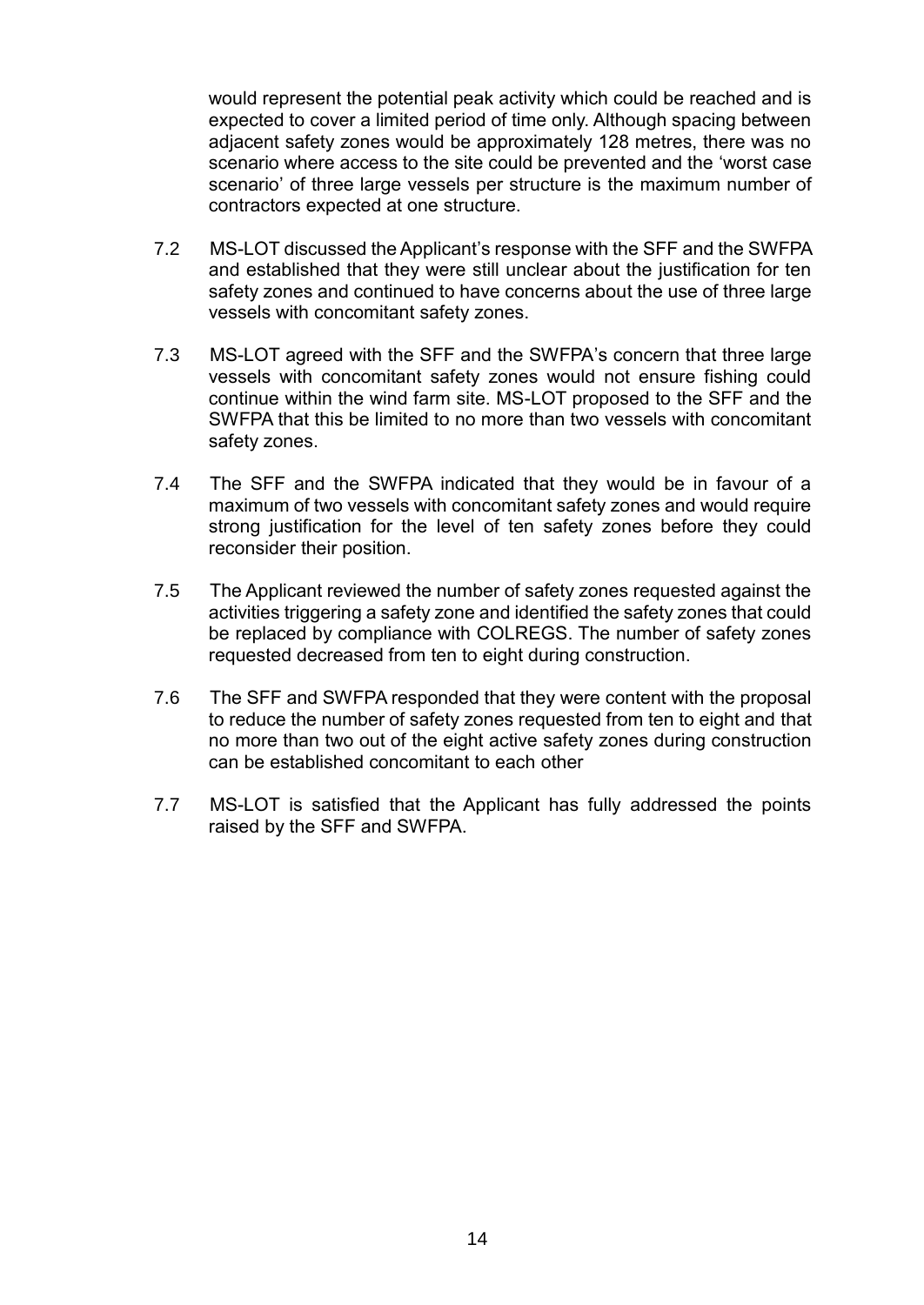would represent the potential peak activity which could be reached and is expected to cover a limited period of time only. Although spacing between adjacent safety zones would be approximately 128 metres, there was no scenario where access to the site could be prevented and the 'worst case scenario' of three large vessels per structure is the maximum number of contractors expected at one structure.

7.2 MS-LOT discussed the Applicant's response with the SFF and the SWFPA and established that they were still unclear about the justification for ten safety zones and continued to have concerns about the use of three large vessels with concomitant safety zones.

7.3 MS-LOT agreed with the SFF and the SWFPA's concern that three large vessels with concomitant safety zones would not ensure fishing could continue within the wind farm site. MS-LOT proposed to the SFF and the SWFPA that this be limited to no more than two vessels with concomitant safety zones.

7.4 The SFF and the SWFPA indicated that they would be in favour of a maximum of two vessels with concomitant safety zones and would require strong justification for the level of ten safety zones before they could reconsider their position.

7.5 The Applicant reviewed the number of safety zones requested against the activities triggering a safety zone and identified the safety zones that could be replaced by compliance with COLREGS. The number of safety zones requested decreased from ten to eight during construction.

7.6 The SFF and SWFPA responded that they were content with the proposal to reduce the number of safety zones requested from ten to eight and that no more than two out of the eight active safety zones during construction can be established concomitant to each other

7.7 MS-LOT is satisfied that the Applicant has fully addressed the points raised by the SFF and SWFPA.